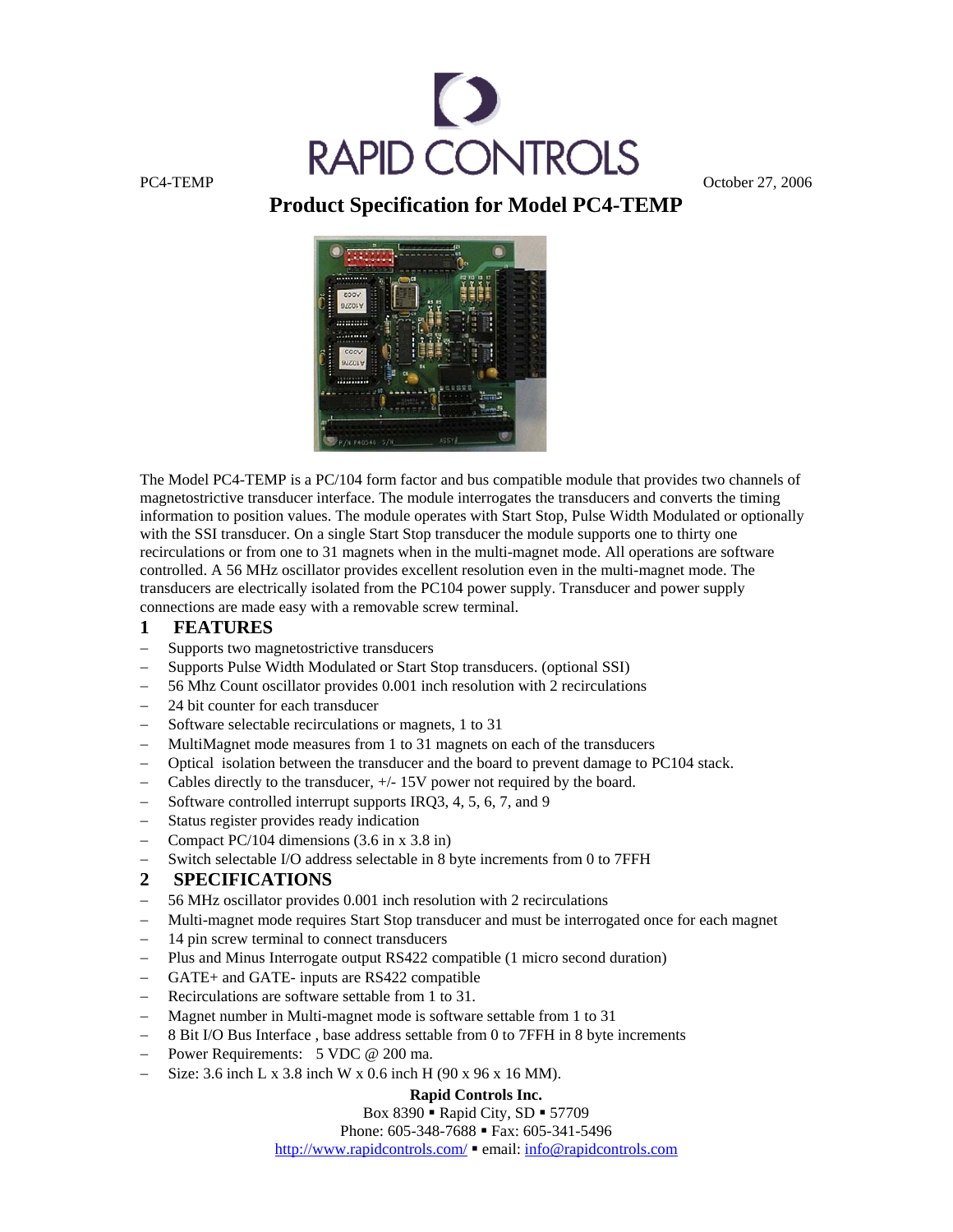PC4-TEMP October 27, 2006

# Product Specification for Model PC4-TEMP

The Model PC4-TEMP is a PC/104 form factor and bus compatible module that provides two channels of magnetostrictive transducer interface. The module interrogates the transducers and converts the timing information to position values. The module operates with Start Stop, Pulse Width Modulated or optionally with the SSI transducer. On a single Start Stop transducer the module supports one to thirty one recirculations or from one to 31 magnets when in the multi-magnet mode. All operations are software controlled. A 56 MHz oscillator provides excellent resolution even in the multi-magnet mode. The transducers are electrically isolated from the PC104 power supply. Transducer and power supply connections are made easy with a removable screw terminal.

## 1 FEATURES

- Supports two magnetostrictive transducers
- Supports Pulse Width Modulated or Start Stop transducers. (optional SSI)
- 56 Mhz Count oscillator provides 0.001 inch resolution with 2 recirculations
- 24 bit counter for each transducer
- Software selectable recirculations or magnets, 1 to 31
- MultiMagnet mode measures from 1 to 31 magnets on each of the transducers
- Optical isolation between the transducer and the board to prevent damage to PC104 stack.
- Cables directly to the transducer, +/- 15V power not required by the board.
- Software controlled interrupt supports IRQ3, 4, 5, 6, 7, and 9
- Status register provides ready indication
- Compact PC/104 dimensions (3.6 in x 3.8 in)
- Switch selectable I/O address selectable in 8 byte increments from 0 to 7FFH

## 2 SPECIFICATIONS

- 56 MHz oscillator provides 0.001 inch resolution with 2 recirculations
- Multi-magnet mode requires Start Stop transducer and must be interrogated once for each magnet
- 14 pin screw terminal to connect transducers
- Plus and Minus Interrogate output RS422 compatible (1 micro second duration)
- GATE+ and GATE- inputs are RS422 compatible
- Recirculations are software settable from 1 to 31.
- Magnet number in Multi-magnet mode is software settable from 1 to 31
- 8 Bit I/O Bus Interface , base address settable from 0 to 7FFH in 8 byte increments
- Power Requirements: 5 VDC @ 200 ma.
- Size: 3.6 inch L x 3.8 inch W x 0.6 inch H (90 x 96 x 16 MM).

**Rapid Controls Inc.**
Box 8390 ▪ Rapid City, SD ▪ 57709
Phone: 605-348-7688 ▪ Fax: 605-341-5496
http://www.rapidcontrols.com/ ▪ email: info@rapidcontrols.com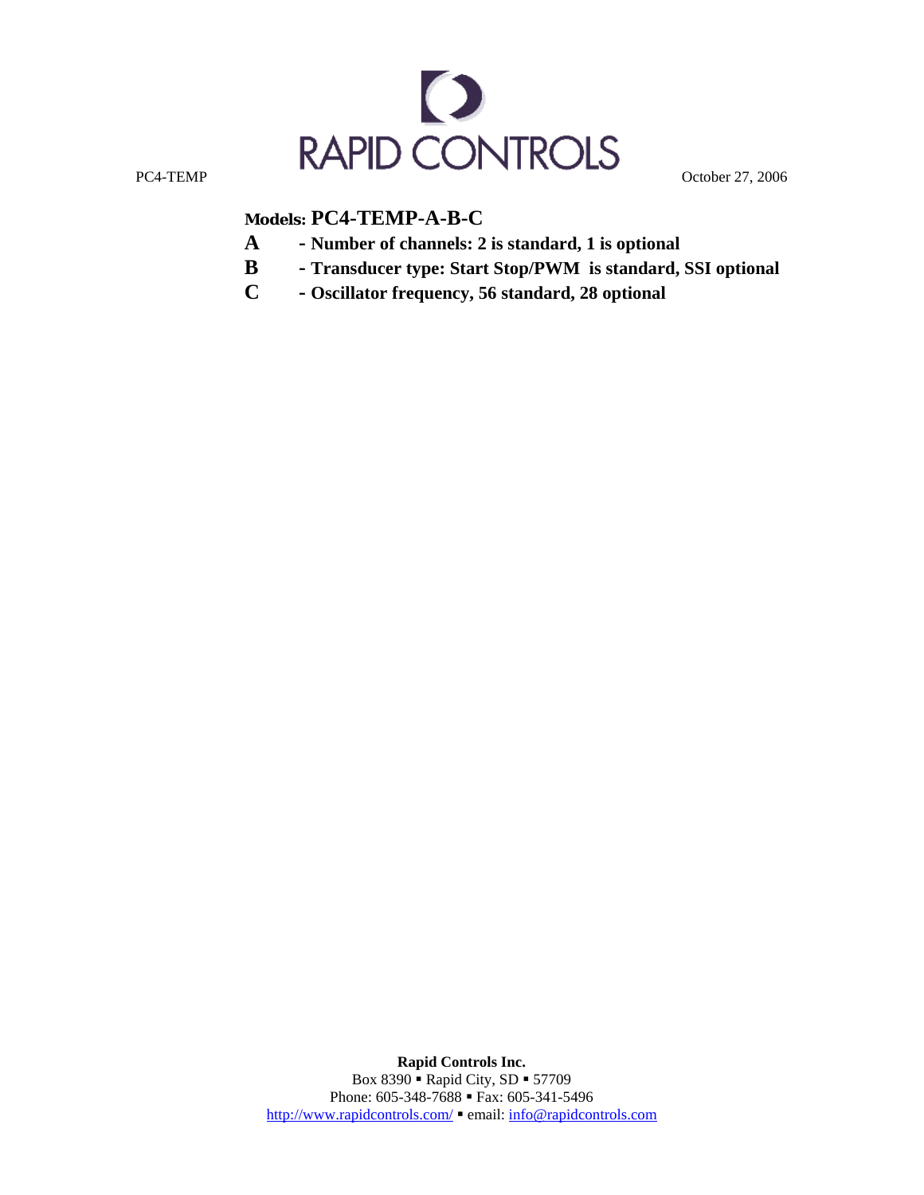**Models: PC4-TEMP-A-B-C**

**A** - **Number of channels: 2 is standard, 1 is optional**

**B** - **Transducer type: Start Stop/PWM is standard, SSI optional**

**C** - **Oscillator frequency, 56 standard, 28 optional**

**Rapid Controls Inc.**
Box 8390 ▪ Rapid City, SD ▪ 57709
Phone: 605-348-7688 ▪ Fax: 605-341-5496
http://www.rapidcontrols.com/ ▪ email: info@rapidcontrols.com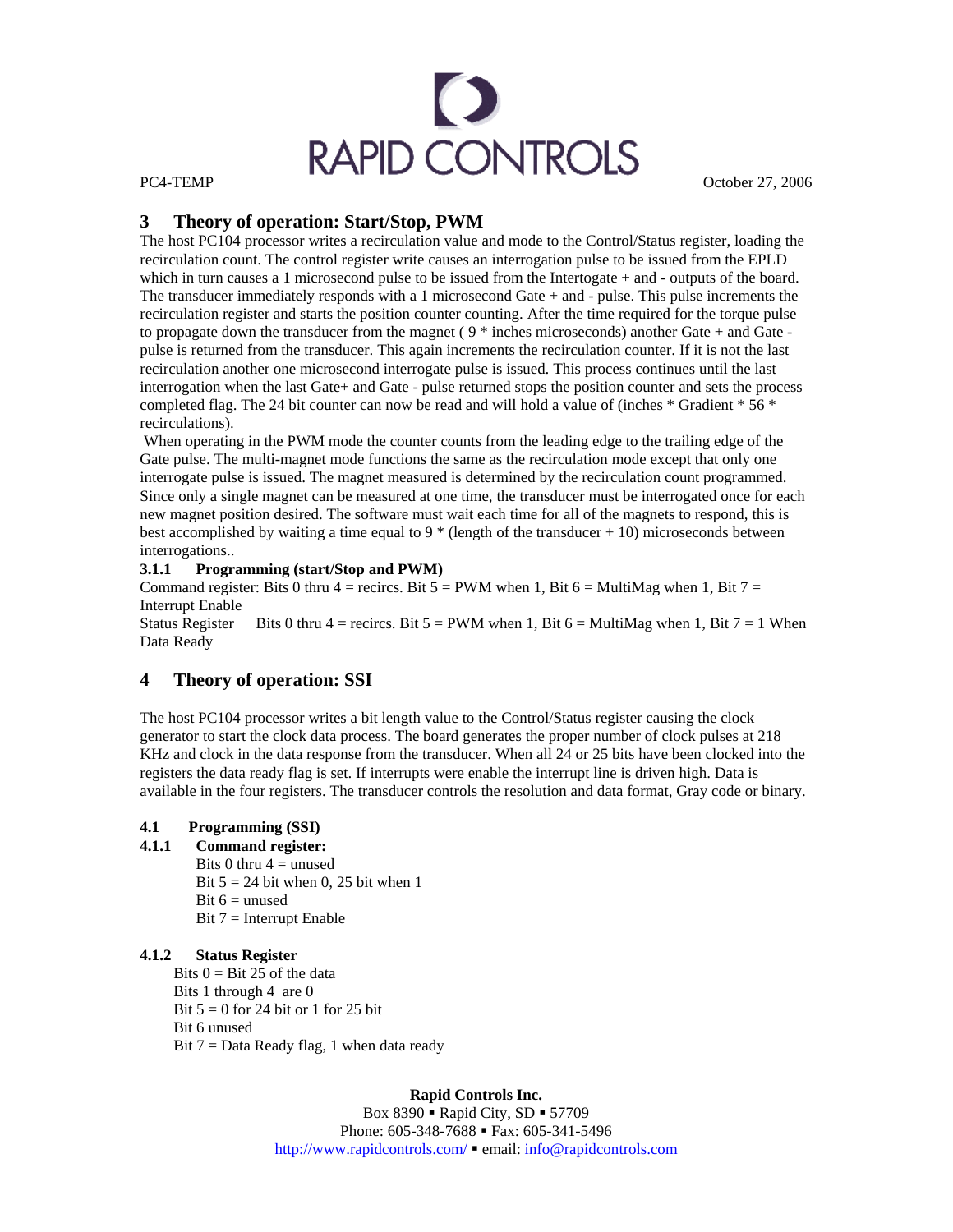## 3 Theory of operation: Start/Stop, PWM

The host PC104 processor writes a recirculation value and mode to the Control/Status register, loading the recirculation count. The control register write causes an interrogation pulse to be issued from the EPLD which in turn causes a 1 microsecond pulse to be issued from the Intertogate + and - outputs of the board. The transducer immediately responds with a 1 microsecond Gate + and - pulse. This pulse increments the recirculation register and starts the position counter counting. After the time required for the torque pulse to propagate down the transducer from the magnet ( 9 * inches microseconds) another Gate + and Gate - pulse is returned from the transducer. This again increments the recirculation counter. If it is not the last recirculation another one microsecond interrogate pulse is issued. This process continues until the last interrogation when the last Gate+ and Gate - pulse returned stops the position counter and sets the process completed flag. The 24 bit counter can now be read and will hold a value of (inches * Gradient * 56 * recirculations).

When operating in the PWM mode the counter counts from the leading edge to the trailing edge of the Gate pulse. The multi-magnet mode functions the same as the recirculation mode except that only one interrogate pulse is issued. The magnet measured is determined by the recirculation count programmed. Since only a single magnet can be measured at one time, the transducer must be interrogated once for each new magnet position desired. The software must wait each time for all of the magnets to respond, this is best accomplished by waiting a time equal to 9 * (length of the transducer + 10) microseconds between interrogations..

#### 3.1.1 Programming (start/Stop and PWM)

Command register: Bits 0 thru 4 = recircs. Bit 5 = PWM when 1, Bit 6 = MultiMag when 1, Bit 7 = Interrupt Enable

Status Register Bits 0 thru 4 = recircs. Bit 5 = PWM when 1, Bit 6 = MultiMag when 1, Bit 7 = 1 When Data Ready

## 4 Theory of operation: SSI

The host PC104 processor writes a bit length value to the Control/Status register causing the clock generator to start the clock data process. The board generates the proper number of clock pulses at 218 KHz and clock in the data response from the transducer. When all 24 or 25 bits have been clocked into the registers the data ready flag is set. If interrupts were enable the interrupt line is driven high. Data is available in the four registers. The transducer controls the resolution and data format, Gray code or binary.

### 4.1 Programming (SSI)

#### 4.1.1 Command register:

Bits 0 thru 4 = unused
Bit 5 = 24 bit when 0, 25 bit when 1
Bit 6 = unused
Bit 7 = Interrupt Enable

#### 4.1.2 Status Register

Bits 0 = Bit 25 of the data
Bits 1 through 4 are 0
Bit 5 = 0 for 24 bit or 1 for 25 bit
Bit 6 unused
Bit 7 = Data Ready flag, 1 when data ready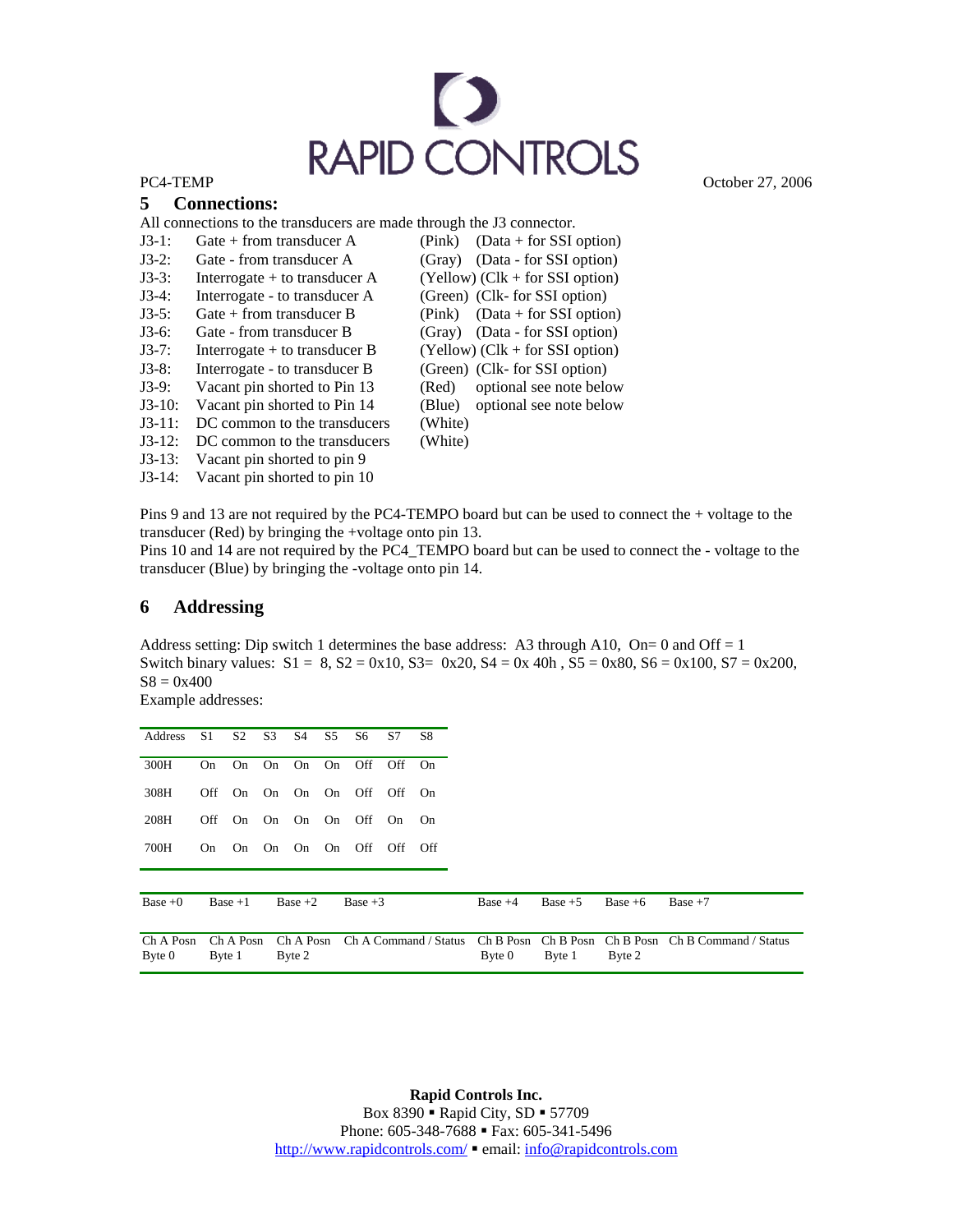## 5 Connections:

All connections to the transducers are made through the J3 connector.

| | | | |
|---|---|---|---|
| J3-1: | Gate + from transducer A | (Pink) | (Data + for SSI option) |
| J3-2: | Gate - from transducer A | (Gray) | (Data - for SSI option) |
| J3-3: | Interrogate + to transducer A | (Yellow) | (Clk + for SSI option) |
| J3-4: | Interrogate - to transducer A | (Green) | (Clk- for SSI option) |
| J3-5: | Gate + from transducer B | (Pink) | (Data + for SSI option) |
| J3-6: | Gate - from transducer B | (Gray) | (Data - for SSI option) |
| J3-7: | Interrogate + to transducer B | (Yellow) | (Clk + for SSI option) |
| J3-8: | Interrogate - to transducer B | (Green) | (Clk- for SSI option) |
| J3-9: | Vacant pin shorted to Pin 13 | (Red) | optional see note below |
| J3-10: | Vacant pin shorted to Pin 14 | (Blue) | optional see note below |
| J3-11: | DC common to the transducers | (White) | |
| J3-12: | DC common to the transducers | (White) | |
| J3-13: | Vacant pin shorted to pin 9 | | |
| J3-14: | Vacant pin shorted to pin 10 | | |

Pins 9 and 13 are not required by the PC4-TEMPO board but can be used to connect the + voltage to the transducer (Red) by bringing the +voltage onto pin 13.
Pins 10 and 14 are not required by the PC4_TEMPO board but can be used to connect the - voltage to the transducer (Blue) by bringing the -voltage onto pin 14.

## 6 Addressing

Address setting: Dip switch 1 determines the base address: A3 through A10, On= 0 and Off = 1
Switch binary values: S1 = 8, S2 = 0x10, S3= 0x20, S4 = 0x 40h , S5 = 0x80, S6 = 0x100, S7 = 0x200, S8 = 0x400
Example addresses:

| Address | S1 | S2 | S3 | S4 | S5 | S6 | S7 | S8 |
|---|---|---|---|---|---|---|---|---|
| 300H | On | On | On | On | On | Off | Off | On |
| 308H | Off | On | On | On | On | Off | Off | On |
| 208H | Off | On | On | On | On | Off | On | On |
| 700H | On | On | On | On | On | Off | Off | Off |

| Base +0 | Base +1 | Base +2 | Base +3 | Base +4 | Base +5 | Base +6 | Base +7 |
|---|---|---|---|---|---|---|---|
| Ch A Posn Byte 0 | Ch A Posn Byte 1 | Ch A Posn Byte 2 | Ch A Command / Status | Ch B Posn Byte 0 | Ch B Posn Byte 1 | Ch B Posn Byte 2 | Ch B Command / Status |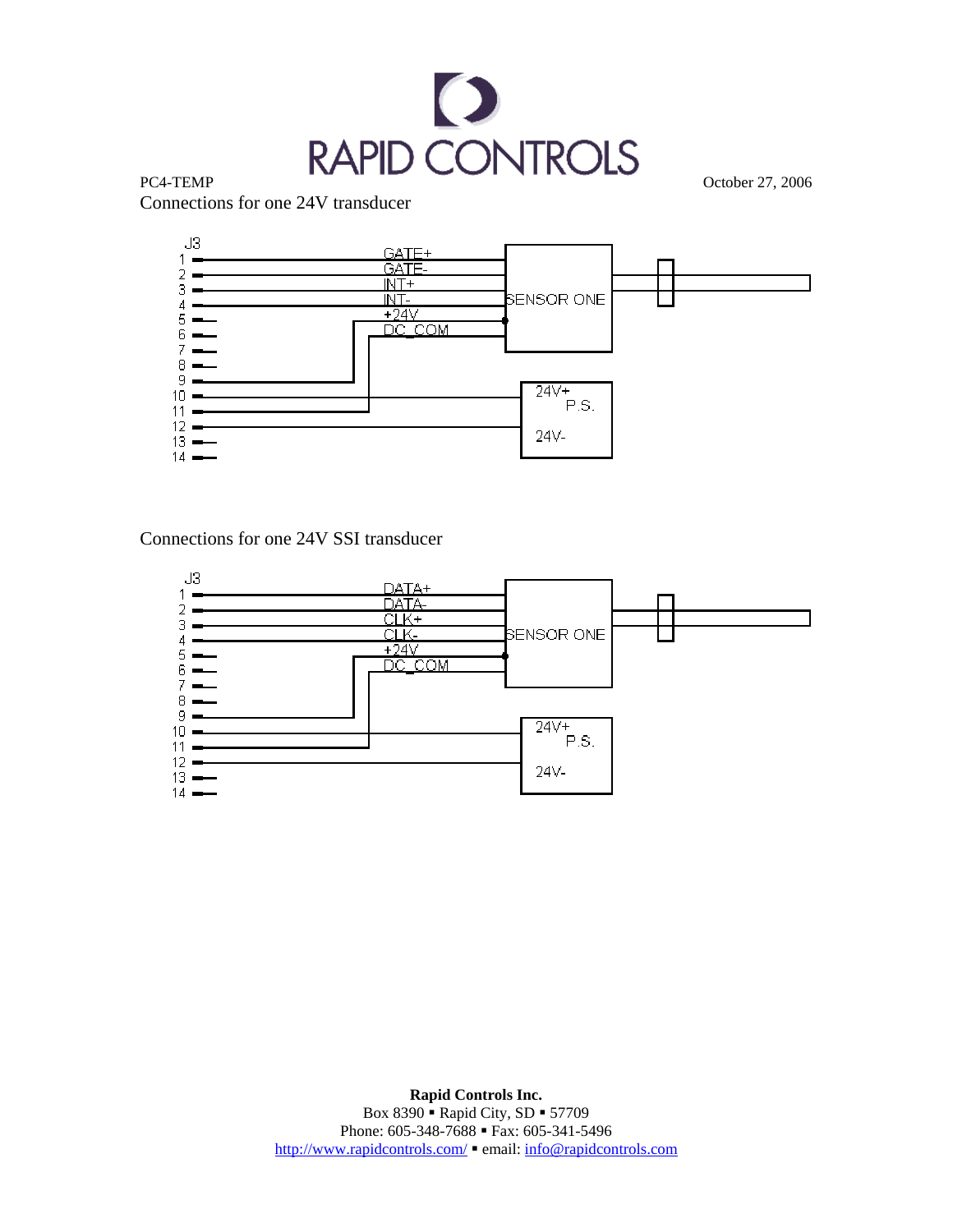RAPID CONTROLS

PC4-TEMP

October 27, 2006

Connections for one 24V transducer

J3
1
2
3
4
5
6
7
8
9
10
11
12
13
14

GATE+
GATE-
INT+
INT-
+24V
DC_COM

SENSOR ONE

24V+
P.S.
24V-

Connections for one 24V SSI transducer

J3
1
2
3
4
5
6
7
8
9
10
11
12
13
14

DATA+
DATA-
CLK+
CLK-
+24V
DC_COM

SENSOR ONE

24V+
P.S.
24V-

**Rapid Controls Inc.**
Box 8390 ▪ Rapid City, SD ▪ 57709
Phone: 605-348-7688 ▪ Fax: 605-341-5496
http://www.rapidcontrols.com/ ▪ email: info@rapidcontrols.com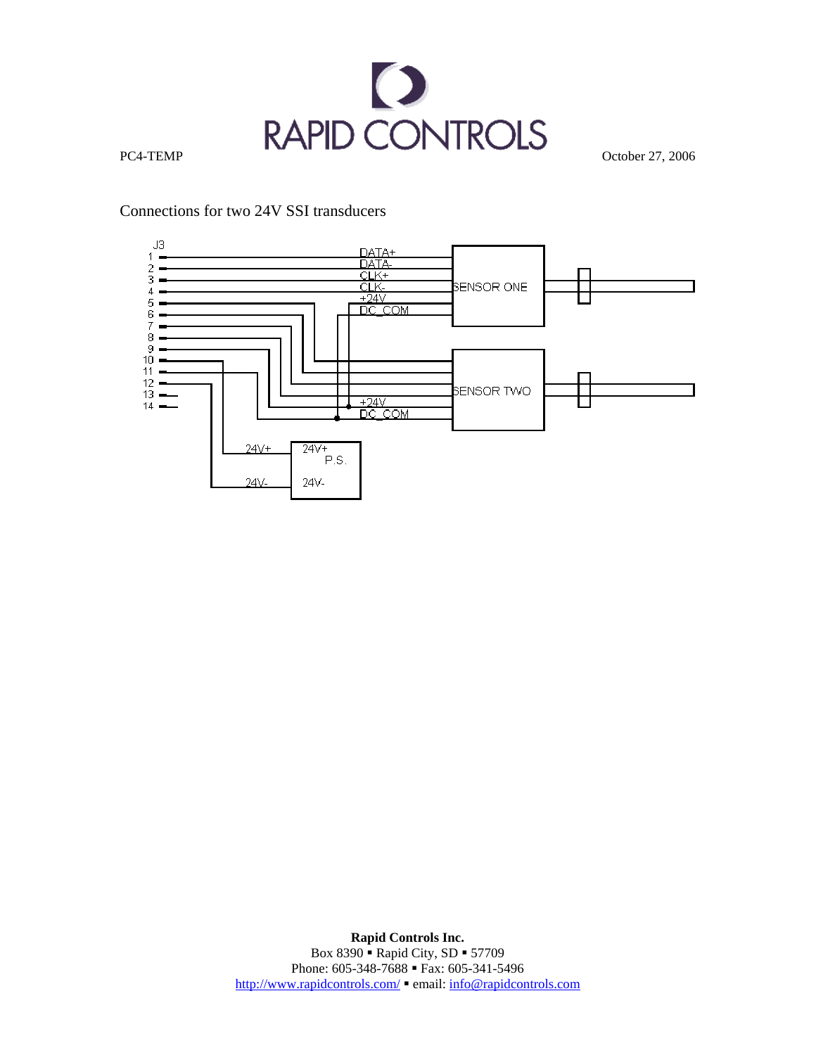PC4-TEMP

October 27, 2006

Connections for two 24V SSI transducers

J3
1
2
3
4
5
6
7
8
9
10
11
12
13
14

DATA+
DATA-
CLK+
CLK-
+24V
DC_COM
SENSOR ONE

SENSOR TWO
+24V
DC_COM

24V+
24V-
24V+
P.S.
24V-

**Rapid Controls Inc.**
Box 8390 ▪ Rapid City, SD ▪ 57709
Phone: 605-348-7688 ▪ Fax: 605-341-5496
http://www.rapidcontrols.com/ ▪ email: info@rapidcontrols.com